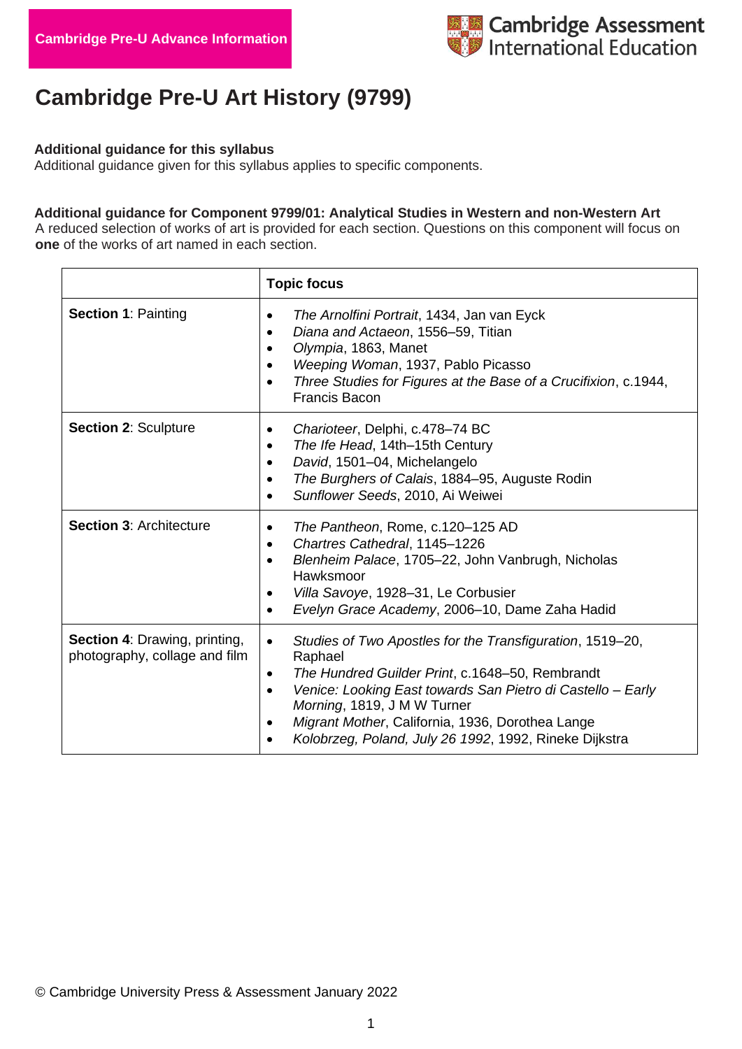Cambridge Pre-U Advance Information

Cambridge Assessment International Education

# Cambridge Pre-U Art History (9799)

### Additional guidance for this syllabus

Additional guidance given for this syllabus applies to specific components.

### Additional guidance for Component 9799/01: Analytical Studies in Western and non-Western Art

A reduced selection of works of art is provided for each section. Questions on this component will focus on **one** of the works of art named in each section.

| | **Topic focus** |
|---|---|
| **Section 1**: Painting | • *The Arnolfini Portrait*, 1434, Jan van Eyck<br>• *Diana and Actaeon*, 1556–59, Titian<br>• *Olympia*, 1863, Manet<br>• *Weeping Woman*, 1937, Pablo Picasso<br>• *Three Studies for Figures at the Base of a Crucifixion*, c.1944, Francis Bacon |
| **Section 2**: Sculpture | • *Charioteer*, Delphi, c.478–74 BC<br>• *The Ife Head*, 14th–15th Century<br>• *David*, 1501–04, Michelangelo<br>• *The Burghers of Calais*, 1884–95, Auguste Rodin<br>• *Sunflower Seeds*, 2010, Ai Weiwei |
| **Section 3**: Architecture | • *The Pantheon*, Rome, c.120–125 AD<br>• *Chartres Cathedral*, 1145–1226<br>• *Blenheim Palace*, 1705–22, John Vanbrugh, Nicholas Hawksmoor<br>• *Villa Savoye*, 1928–31, Le Corbusier<br>• *Evelyn Grace Academy*, 2006–10, Dame Zaha Hadid |
| **Section 4**: Drawing, printing, photography, collage and film | • *Studies of Two Apostles for the Transfiguration*, 1519–20, Raphael<br>• *The Hundred Guilder Print*, c.1648–50, Rembrandt<br>• *Venice: Looking East towards San Pietro di Castello – Early Morning*, 1819, J M W Turner<br>• *Migrant Mother*, California, 1936, Dorothea Lange<br>• *Kolobrzeg, Poland, July 26 1992*, 1992, Rineke Dijkstra |

© Cambridge University Press & Assessment January 2022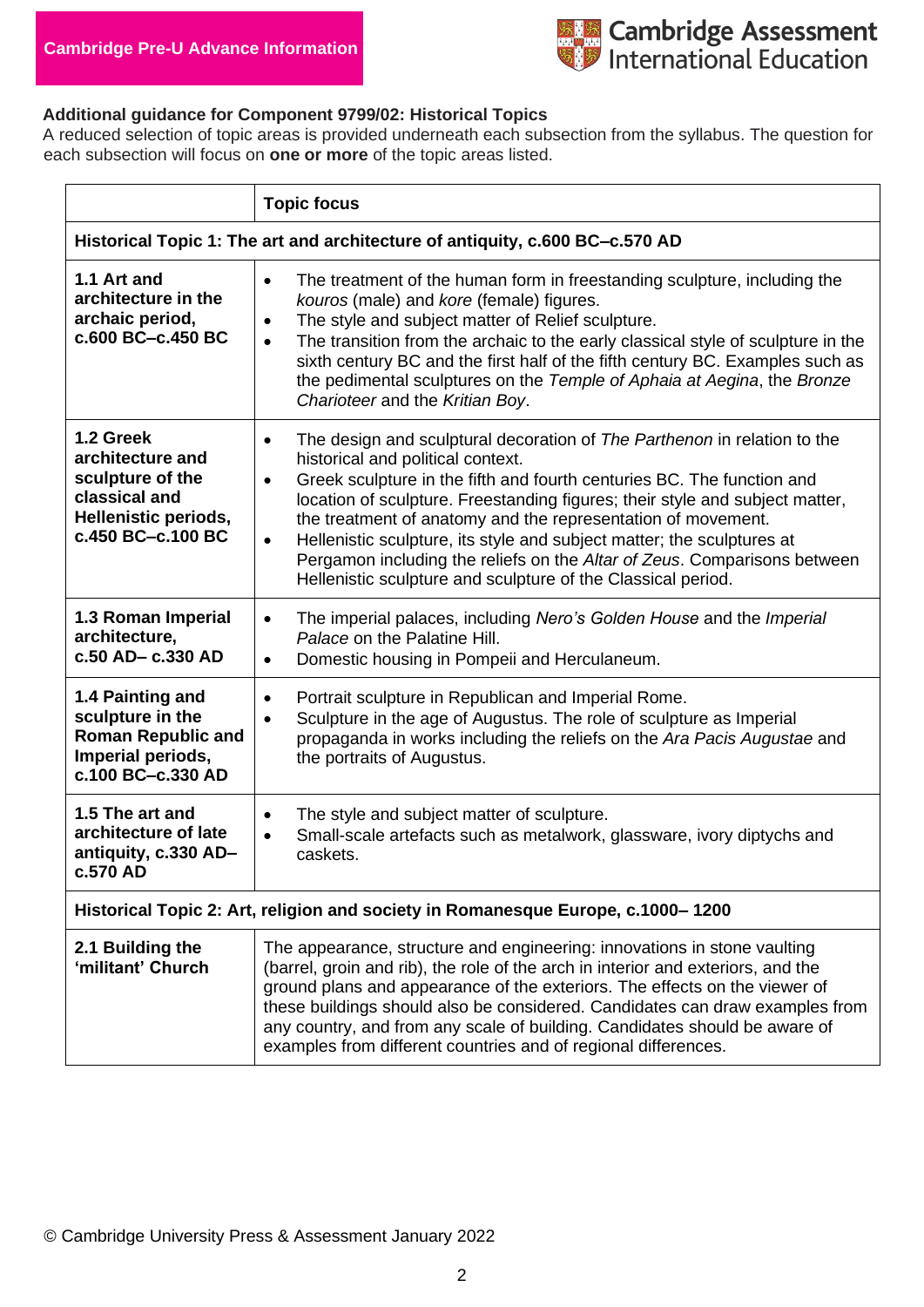Cambridge Pre-U Advance Information

Cambridge Assessment International Education

**Additional guidance for Component 9799/02: Historical Topics**

A reduced selection of topic areas is provided underneath each subsection from the syllabus. The question for each subsection will focus on **one or more** of the topic areas listed.

| | **Topic focus** |
|---|---|
| **Historical Topic 1: The art and architecture of antiquity, c.600 BC–c.570 AD** | |
| **1.1 Art and architecture in the archaic period, c.600 BC–c.450 BC** | • The treatment of the human form in freestanding sculpture, including the *kouros* (male) and *kore* (female) figures.<br>• The style and subject matter of Relief sculpture.<br>• The transition from the archaic to the early classical style of sculpture in the sixth century BC and the first half of the fifth century BC. Examples such as the pedimental sculptures on the *Temple of Aphaia at Aegina*, the *Bronze Charioteer* and the *Kritian Boy*. |
| **1.2 Greek architecture and sculpture of the classical and Hellenistic periods, c.450 BC–c.100 BC** | • The design and sculptural decoration of *The Parthenon* in relation to the historical and political context.<br>• Greek sculpture in the fifth and fourth centuries BC. The function and location of sculpture. Freestanding figures; their style and subject matter, the treatment of anatomy and the representation of movement.<br>• Hellenistic sculpture, its style and subject matter; the sculptures at Pergamon including the reliefs on the *Altar of Zeus*. Comparisons between Hellenistic sculpture and sculpture of the Classical period. |
| **1.3 Roman Imperial architecture, c.50 AD– c.330 AD** | • The imperial palaces, including *Nero's Golden House* and the *Imperial Palace* on the Palatine Hill.<br>• Domestic housing in Pompeii and Herculaneum. |
| **1.4 Painting and sculpture in the Roman Republic and Imperial periods, c.100 BC–c.330 AD** | • Portrait sculpture in Republican and Imperial Rome.<br>• Sculpture in the age of Augustus. The role of sculpture as Imperial propaganda in works including the reliefs on the *Ara Pacis Augustae* and the portraits of Augustus. |
| **1.5 The art and architecture of late antiquity, c.330 AD–c.570 AD** | • The style and subject matter of sculpture.<br>• Small-scale artefacts such as metalwork, glassware, ivory diptychs and caskets. |
| **Historical Topic 2: Art, religion and society in Romanesque Europe, c.1000– 1200** | |
| **2.1 Building the 'militant' Church** | The appearance, structure and engineering: innovations in stone vaulting (barrel, groin and rib), the role of the arch in interior and exteriors, and the ground plans and appearance of the exteriors. The effects on the viewer of these buildings should also be considered. Candidates can draw examples from any country, and from any scale of building. Candidates should be aware of examples from different countries and of regional differences. |

© Cambridge University Press & Assessment January 2022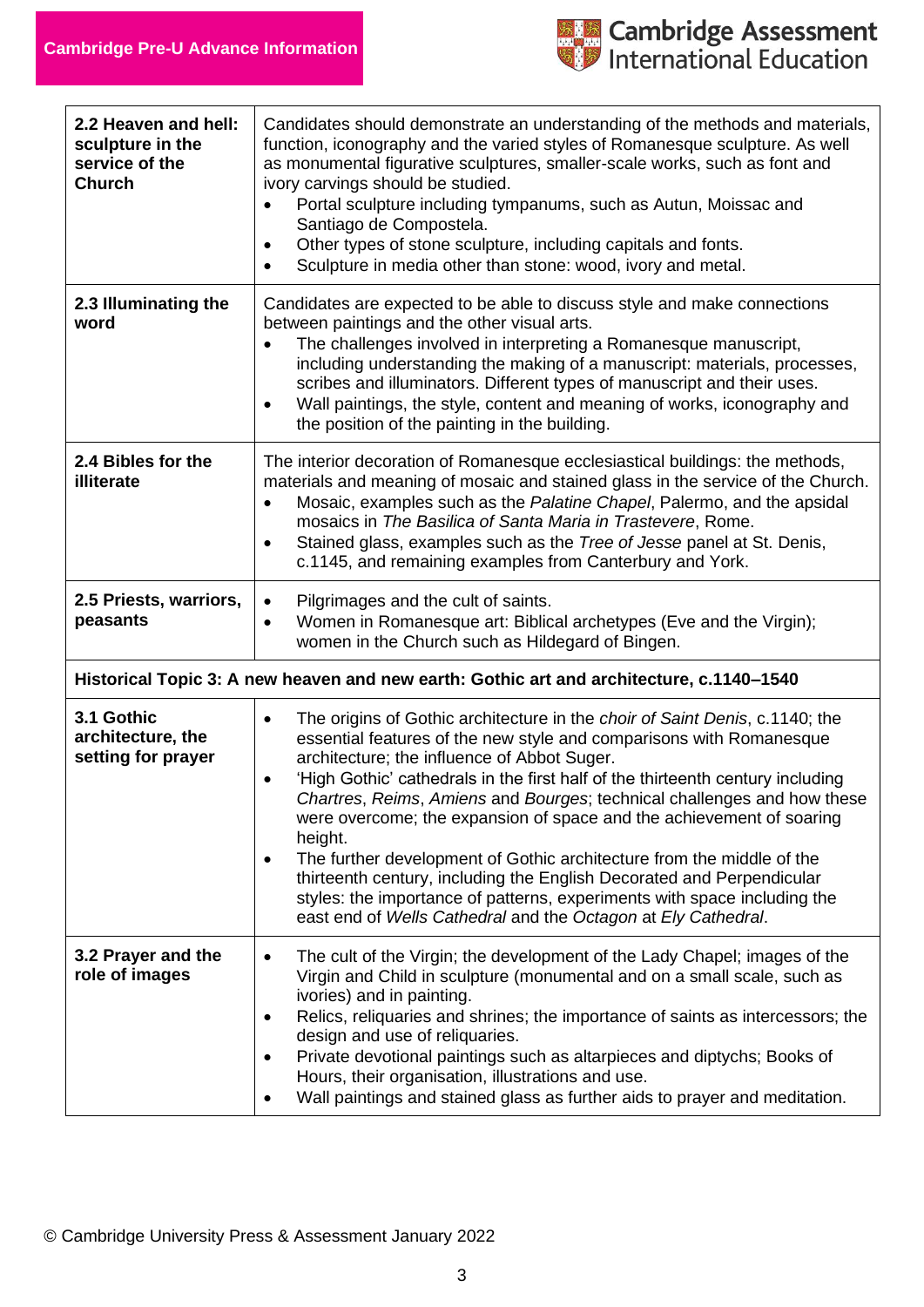| | |
|---|---|
| **2.2 Heaven and hell: sculpture in the service of the Church** | Candidates should demonstrate an understanding of the methods and materials, function, iconography and the varied styles of Romanesque sculpture. As well as monumental figurative sculptures, smaller-scale works, such as font and ivory carvings should be studied.<br>• Portal sculpture including tympanums, such as Autun, Moissac and Santiago de Compostela.<br>• Other types of stone sculpture, including capitals and fonts.<br>• Sculpture in media other than stone: wood, ivory and metal. |
| **2.3 Illuminating the word** | Candidates are expected to be able to discuss style and make connections between paintings and the other visual arts.<br>• The challenges involved in interpreting a Romanesque manuscript, including understanding the making of a manuscript: materials, processes, scribes and illuminators. Different types of manuscript and their uses.<br>• Wall paintings, the style, content and meaning of works, iconography and the position of the painting in the building. |
| **2.4 Bibles for the illiterate** | The interior decoration of Romanesque ecclesiastical buildings: the methods, materials and meaning of mosaic and stained glass in the service of the Church.<br>• Mosaic, examples such as the *Palatine Chapel*, Palermo, and the apsidal mosaics in *The Basilica of Santa Maria in Trastevere*, Rome.<br>• Stained glass, examples such as the *Tree of Jesse* panel at St. Denis, c.1145, and remaining examples from Canterbury and York. |
| **2.5 Priests, warriors, peasants** | • Pilgrimages and the cult of saints.<br>• Women in Romanesque art: Biblical archetypes (Eve and the Virgin); women in the Church such as Hildegard of Bingen. |
| **Historical Topic 3: A new heaven and new earth: Gothic art and architecture, c.1140–1540** | |
| **3.1 Gothic architecture, the setting for prayer** | • The origins of Gothic architecture in the *choir of Saint Denis*, c.1140; the essential features of the new style and comparisons with Romanesque architecture; the influence of Abbot Suger.<br>• 'High Gothic' cathedrals in the first half of the thirteenth century including *Chartres*, *Reims*, *Amiens* and *Bourges*; technical challenges and how these were overcome; the expansion of space and the achievement of soaring height.<br>• The further development of Gothic architecture from the middle of the thirteenth century, including the English Decorated and Perpendicular styles: the importance of patterns, experiments with space including the east end of *Wells Cathedral* and the *Octagon* at *Ely Cathedral*. |
| **3.2 Prayer and the role of images** | • The cult of the Virgin; the development of the Lady Chapel; images of the Virgin and Child in sculpture (monumental and on a small scale, such as ivories) and in painting.<br>• Relics, reliquaries and shrines; the importance of saints as intercessors; the design and use of reliquaries.<br>• Private devotional paintings such as altarpieces and diptychs; Books of Hours, their organisation, illustrations and use.<br>• Wall paintings and stained glass as further aids to prayer and meditation. |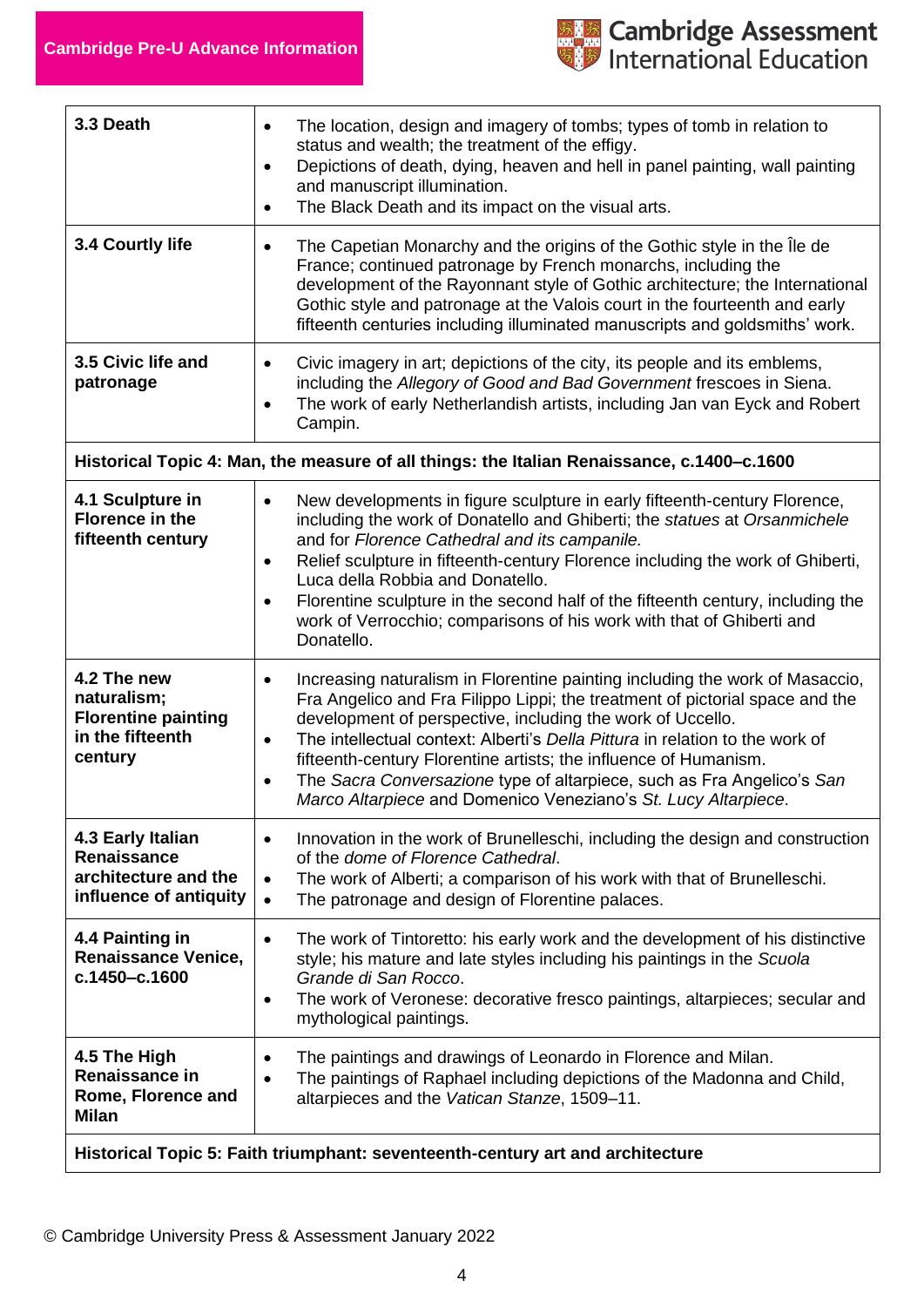| | |
|---|---|
| **3.3 Death** | • The location, design and imagery of tombs; types of tomb in relation to status and wealth; the treatment of the effigy.<br>• Depictions of death, dying, heaven and hell in panel painting, wall painting and manuscript illumination.<br>• The Black Death and its impact on the visual arts. |
| **3.4 Courtly life** | • The Capetian Monarchy and the origins of the Gothic style in the Île de France; continued patronage by French monarchs, including the development of the Rayonnant style of Gothic architecture; the International Gothic style and patronage at the Valois court in the fourteenth and early fifteenth centuries including illuminated manuscripts and goldsmiths' work. |
| **3.5 Civic life and patronage** | • Civic imagery in art; depictions of the city, its people and its emblems, including the *Allegory of Good and Bad Government* frescoes in Siena.<br>• The work of early Netherlandish artists, including Jan van Eyck and Robert Campin. |
| **Historical Topic 4: Man, the measure of all things: the Italian Renaissance, c.1400–c.1600** | |
| **4.1 Sculpture in Florence in the fifteenth century** | • New developments in figure sculpture in early fifteenth-century Florence, including the work of Donatello and Ghiberti; the *statues* at *Orsanmichele* and for *Florence Cathedral and its campanile.*<br>• Relief sculpture in fifteenth-century Florence including the work of Ghiberti, Luca della Robbia and Donatello.<br>• Florentine sculpture in the second half of the fifteenth century, including the work of Verrocchio; comparisons of his work with that of Ghiberti and Donatello. |
| **4.2 The new naturalism; Florentine painting in the fifteenth century** | • Increasing naturalism in Florentine painting including the work of Masaccio, Fra Angelico and Fra Filippo Lippi; the treatment of pictorial space and the development of perspective, including the work of Uccello.<br>• The intellectual context: Alberti's *Della Pittura* in relation to the work of fifteenth-century Florentine artists; the influence of Humanism.<br>• The *Sacra Conversazione* type of altarpiece, such as Fra Angelico's *San Marco Altarpiece* and Domenico Veneziano's *St. Lucy Altarpiece*. |
| **4.3 Early Italian Renaissance architecture and the influence of antiquity** | • Innovation in the work of Brunelleschi, including the design and construction of the *dome of Florence Cathedral*.<br>• The work of Alberti; a comparison of his work with that of Brunelleschi.<br>• The patronage and design of Florentine palaces. |
| **4.4 Painting in Renaissance Venice, c.1450–c.1600** | • The work of Tintoretto: his early work and the development of his distinctive style; his mature and late styles including his paintings in the *Scuola Grande di San Rocco*.<br>• The work of Veronese: decorative fresco paintings, altarpieces; secular and mythological paintings. |
| **4.5 The High Renaissance in Rome, Florence and Milan** | • The paintings and drawings of Leonardo in Florence and Milan.<br>• The paintings of Raphael including depictions of the Madonna and Child, altarpieces and the *Vatican Stanze*, 1509–11. |
| **Historical Topic 5: Faith triumphant: seventeenth-century art and architecture** | |

© Cambridge University Press & Assessment January 2022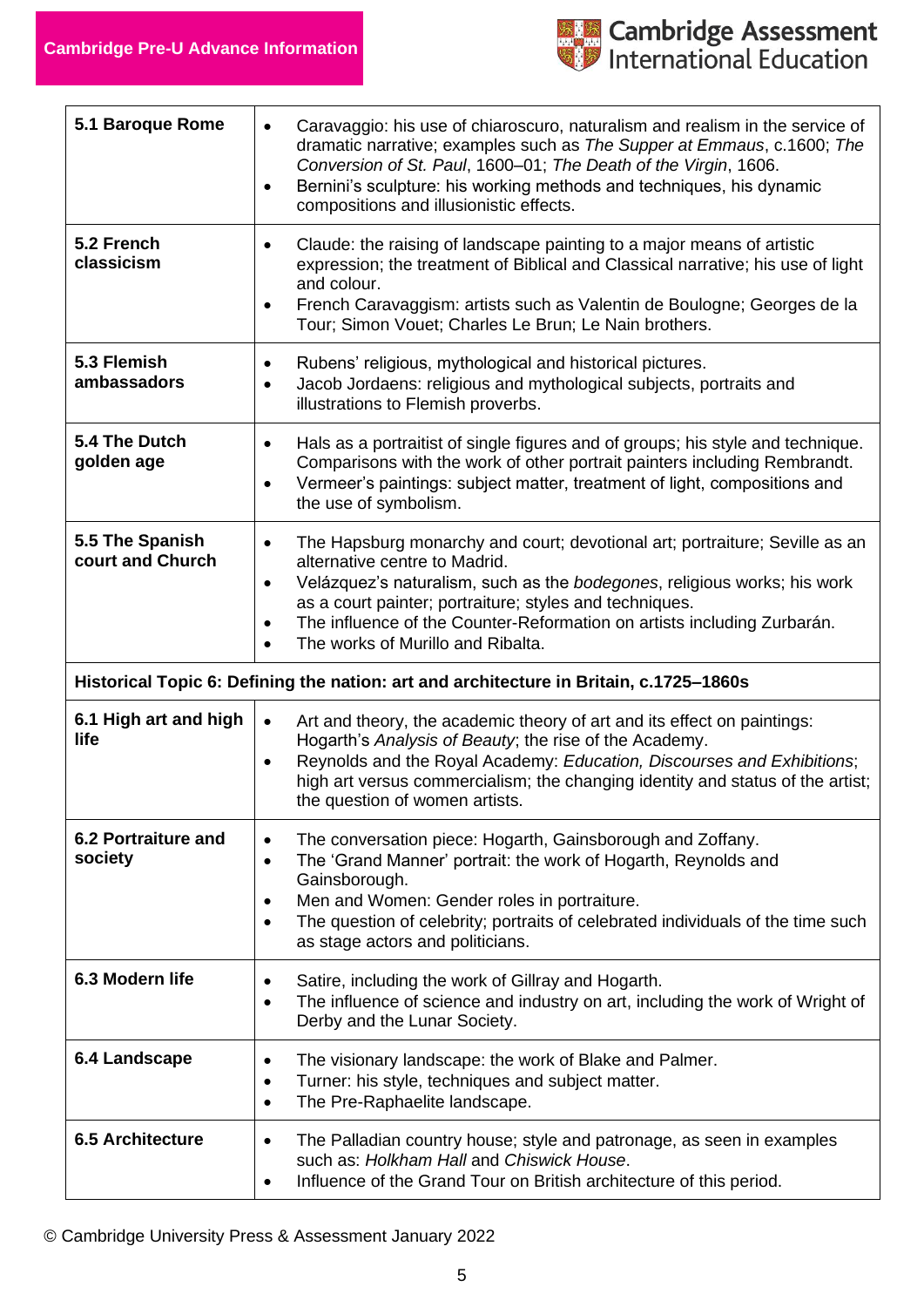| | |
|---|---|
| **5.1 Baroque Rome** | • Caravaggio: his use of chiaroscuro, naturalism and realism in the service of dramatic narrative; examples such as *The Supper at Emmaus*, c.1600; *The Conversion of St. Paul*, 1600–01; *The Death of the Virgin*, 1606.<br>• Bernini's sculpture: his working methods and techniques, his dynamic compositions and illusionistic effects. |
| **5.2 French classicism** | • Claude: the raising of landscape painting to a major means of artistic expression; the treatment of Biblical and Classical narrative; his use of light and colour.<br>• French Caravaggism: artists such as Valentin de Boulogne; Georges de la Tour; Simon Vouet; Charles Le Brun; Le Nain brothers. |
| **5.3 Flemish ambassadors** | • Rubens' religious, mythological and historical pictures.<br>• Jacob Jordaens: religious and mythological subjects, portraits and illustrations to Flemish proverbs. |
| **5.4 The Dutch golden age** | • Hals as a portraitist of single figures and of groups; his style and technique. Comparisons with the work of other portrait painters including Rembrandt.<br>• Vermeer's paintings: subject matter, treatment of light, compositions and the use of symbolism. |
| **5.5 The Spanish court and Church** | • The Hapsburg monarchy and court; devotional art; portraiture; Seville as an alternative centre to Madrid.<br>• Velázquez's naturalism, such as the *bodegones*, religious works; his work as a court painter; portraiture; styles and techniques.<br>• The influence of the Counter-Reformation on artists including Zurbarán.<br>• The works of Murillo and Ribalta. |
| **Historical Topic 6: Defining the nation: art and architecture in Britain, c.1725–1860s** | |
| **6.1 High art and high life** | • Art and theory, the academic theory of art and its effect on paintings: Hogarth's *Analysis of Beauty*; the rise of the Academy.<br>• Reynolds and the Royal Academy: *Education, Discourses and Exhibitions*; high art versus commercialism; the changing identity and status of the artist; the question of women artists. |
| **6.2 Portraiture and society** | • The conversation piece: Hogarth, Gainsborough and Zoffany.<br>• The 'Grand Manner' portrait: the work of Hogarth, Reynolds and Gainsborough.<br>• Men and Women: Gender roles in portraiture.<br>• The question of celebrity; portraits of celebrated individuals of the time such as stage actors and politicians. |
| **6.3 Modern life** | • Satire, including the work of Gillray and Hogarth.<br>• The influence of science and industry on art, including the work of Wright of Derby and the Lunar Society. |
| **6.4 Landscape** | • The visionary landscape: the work of Blake and Palmer.<br>• Turner: his style, techniques and subject matter.<br>• The Pre-Raphaelite landscape. |
| **6.5 Architecture** | • The Palladian country house; style and patronage, as seen in examples such as: *Holkham Hall* and *Chiswick House*.<br>• Influence of the Grand Tour on British architecture of this period. |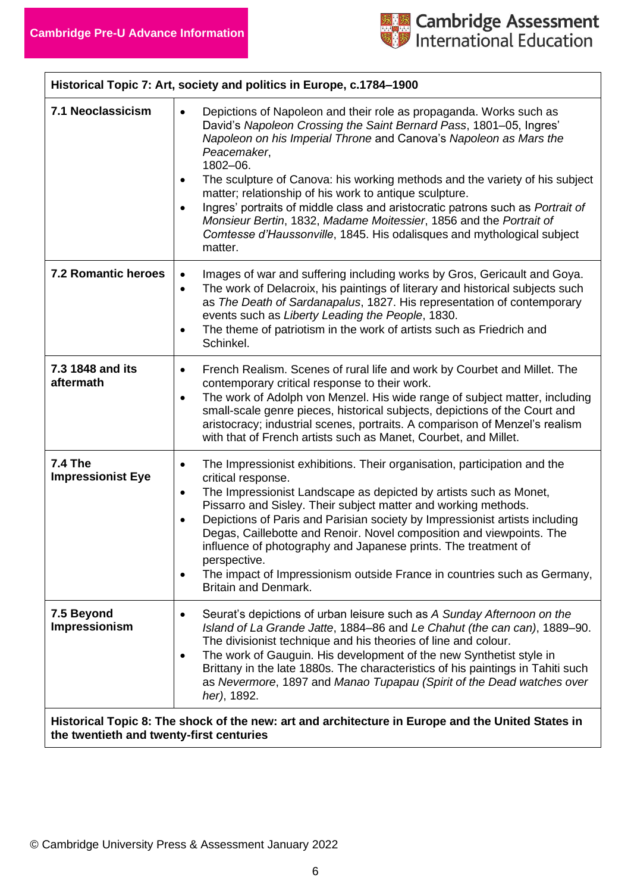| Historical Topic 7: Art, society and politics in Europe, c.1784–1900 | |
|---|---|
| **7.1 Neoclassicism** | • Depictions of Napoleon and their role as propaganda. Works such as David's *Napoleon Crossing the Saint Bernard Pass*, 1801–05, Ingres' *Napoleon on his Imperial Throne* and Canova's *Napoleon as Mars the Peacemaker*, 1802–06.<br>• The sculpture of Canova: his working methods and the variety of his subject matter; relationship of his work to antique sculpture.<br>• Ingres' portraits of middle class and aristocratic patrons such as *Portrait of Monsieur Bertin*, 1832, *Madame Moitessier*, 1856 and the *Portrait of Comtesse d'Haussonville*, 1845. His odalisques and mythological subject matter. |
| **7.2 Romantic heroes** | • Images of war and suffering including works by Gros, Gericault and Goya.<br>• The work of Delacroix, his paintings of literary and historical subjects such as *The Death of Sardanapalus*, 1827. His representation of contemporary events such as *Liberty Leading the People*, 1830.<br>• The theme of patriotism in the work of artists such as Friedrich and Schinkel. |
| **7.3 1848 and its aftermath** | • French Realism. Scenes of rural life and work by Courbet and Millet. The contemporary critical response to their work.<br>• The work of Adolph von Menzel. His wide range of subject matter, including small-scale genre pieces, historical subjects, depictions of the Court and aristocracy; industrial scenes, portraits. A comparison of Menzel's realism with that of French artists such as Manet, Courbet, and Millet. |
| **7.4 The Impressionist Eye** | • The Impressionist exhibitions. Their organisation, participation and the critical response.<br>• The Impressionist Landscape as depicted by artists such as Monet, Pissarro and Sisley. Their subject matter and working methods.<br>• Depictions of Paris and Parisian society by Impressionist artists including Degas, Caillebotte and Renoir. Novel composition and viewpoints. The influence of photography and Japanese prints. The treatment of perspective.<br>• The impact of Impressionism outside France in countries such as Germany, Britain and Denmark. |
| **7.5 Beyond Impressionism** | • Seurat's depictions of urban leisure such as *A Sunday Afternoon on the Island of La Grande Jatte*, 1884–86 and *Le Chahut (the can can)*, 1889–90. The divisionist technique and his theories of line and colour.<br>• The work of Gauguin. His development of the new Synthetist style in Brittany in the late 1880s. The characteristics of his paintings in Tahiti such as *Nevermore*, 1897 and *Manao Tupapau (Spirit of the Dead watches over her)*, 1892. |
| **Historical Topic 8: The shock of the new: art and architecture in Europe and the United States in the twentieth and twenty-first centuries** | |

© Cambridge University Press & Assessment January 2022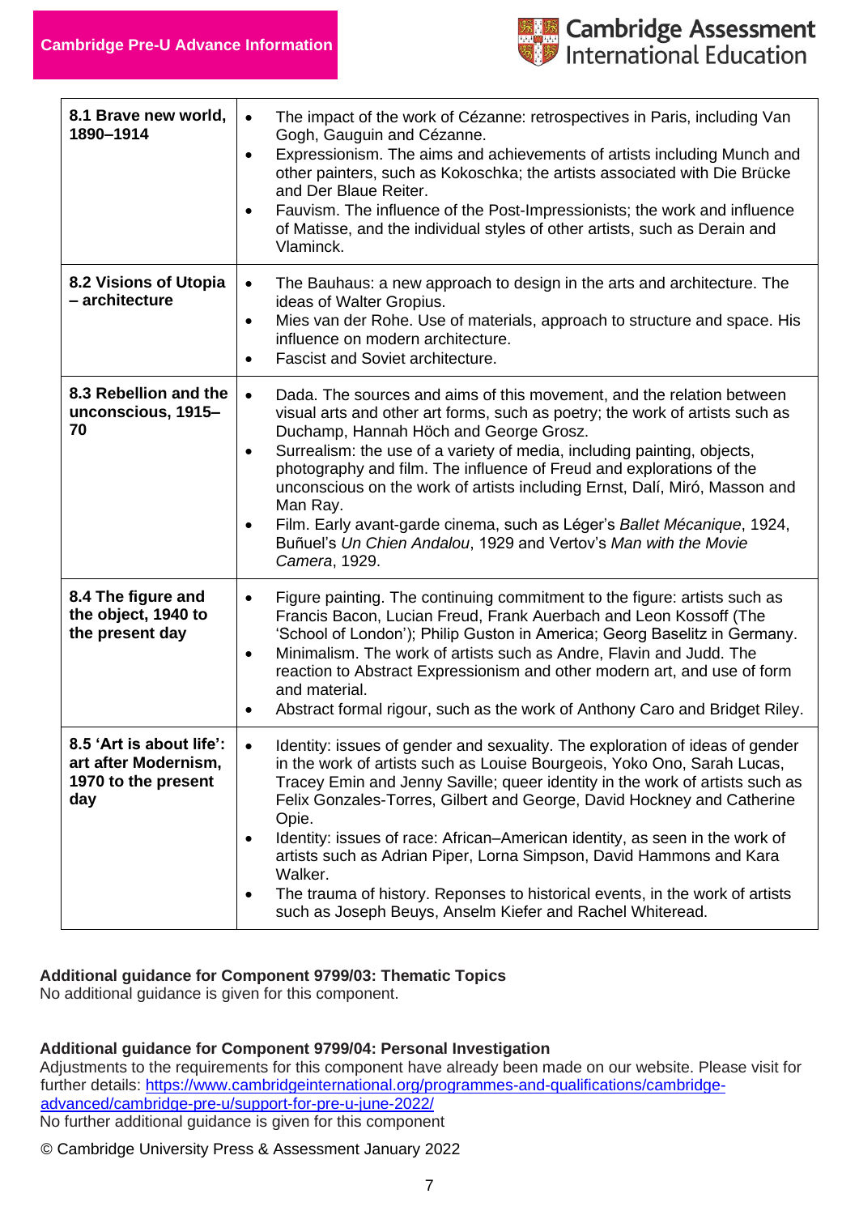| | |
|---|---|
| **8.1 Brave new world, 1890–1914** | • The impact of the work of Cézanne: retrospectives in Paris, including Van Gogh, Gauguin and Cézanne.<br>• Expressionism. The aims and achievements of artists including Munch and other painters, such as Kokoschka; the artists associated with Die Brücke and Der Blaue Reiter.<br>• Fauvism. The influence of the Post-Impressionists; the work and influence of Matisse, and the individual styles of other artists, such as Derain and Vlaminck. |
| **8.2 Visions of Utopia – architecture** | • The Bauhaus: a new approach to design in the arts and architecture. The ideas of Walter Gropius.<br>• Mies van der Rohe. Use of materials, approach to structure and space. His influence on modern architecture.<br>• Fascist and Soviet architecture. |
| **8.3 Rebellion and the unconscious, 1915–70** | • Dada. The sources and aims of this movement, and the relation between visual arts and other art forms, such as poetry; the work of artists such as Duchamp, Hannah Höch and George Grosz.<br>• Surrealism: the use of a variety of media, including painting, objects, photography and film. The influence of Freud and explorations of the unconscious on the work of artists including Ernst, Dalí, Miró, Masson and Man Ray.<br>• Film. Early avant-garde cinema, such as Léger's *Ballet Mécanique*, 1924, Buñuel's *Un Chien Andalou*, 1929 and Vertov's *Man with the Movie Camera*, 1929. |
| **8.4 The figure and the object, 1940 to the present day** | • Figure painting. The continuing commitment to the figure: artists such as Francis Bacon, Lucian Freud, Frank Auerbach and Leon Kossoff (The 'School of London'); Philip Guston in America; Georg Baselitz in Germany.<br>• Minimalism. The work of artists such as Andre, Flavin and Judd. The reaction to Abstract Expressionism and other modern art, and use of form and material.<br>• Abstract formal rigour, such as the work of Anthony Caro and Bridget Riley. |
| **8.5 'Art is about life': art after Modernism, 1970 to the present day** | • Identity: issues of gender and sexuality. The exploration of ideas of gender in the work of artists such as Louise Bourgeois, Yoko Ono, Sarah Lucas, Tracey Emin and Jenny Saville; queer identity in the work of artists such as Felix Gonzales-Torres, Gilbert and George, David Hockney and Catherine Opie.<br>• Identity: issues of race: African–American identity, as seen in the work of artists such as Adrian Piper, Lorna Simpson, David Hammons and Kara Walker.<br>• The trauma of history. Reponses to historical events, in the work of artists such as Joseph Beuys, Anselm Kiefer and Rachel Whiteread. |

**Additional guidance for Component 9799/03: Thematic Topics**
No additional guidance is given for this component.

**Additional guidance for Component 9799/04: Personal Investigation**
Adjustments to the requirements for this component have already been made on our website. Please visit for further details: https://www.cambridgeinternational.org/programmes-and-qualifications/cambridge-advanced/cambridge-pre-u/support-for-pre-u-june-2022/
No further additional guidance is given for this component

© Cambridge University Press & Assessment January 2022